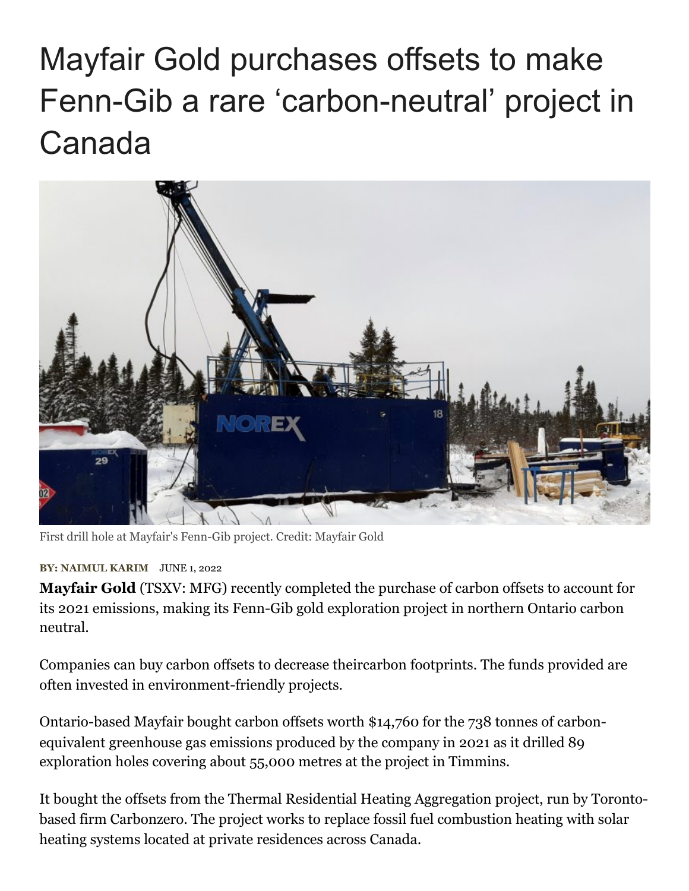# Mayfair Gold purchases offsets to make Fenn-Gib a rare 'carbon-neutral' project in Canada

First drill hole at Mayfair's Fenn-Gib project. Credit: Mayfair Gold

**BY: NAIMUL KARIM** JUNE 1, 2022

**Mayfair Gold** (TSXV: MFG) recently completed the purchase of carbon offsets to account for its 2021 emissions, making its Fenn-Gib gold exploration project in northern Ontario carbon neutral.

Companies can buy carbon offsets to decrease theircarbon footprints. The funds provided are often invested in environment-friendly projects.

Ontario-based Mayfair bought carbon offsets worth $14,760 for the 738 tonnes of carbon-equivalent greenhouse gas emissions produced by the company in 2021 as it drilled 89 exploration holes covering about 55,000 metres at the project in Timmins.

It bought the offsets from the Thermal Residential Heating Aggregation project, run by Toronto-based firm Carbonzero. The project works to replace fossil fuel combustion heating with solar heating systems located at private residences across Canada.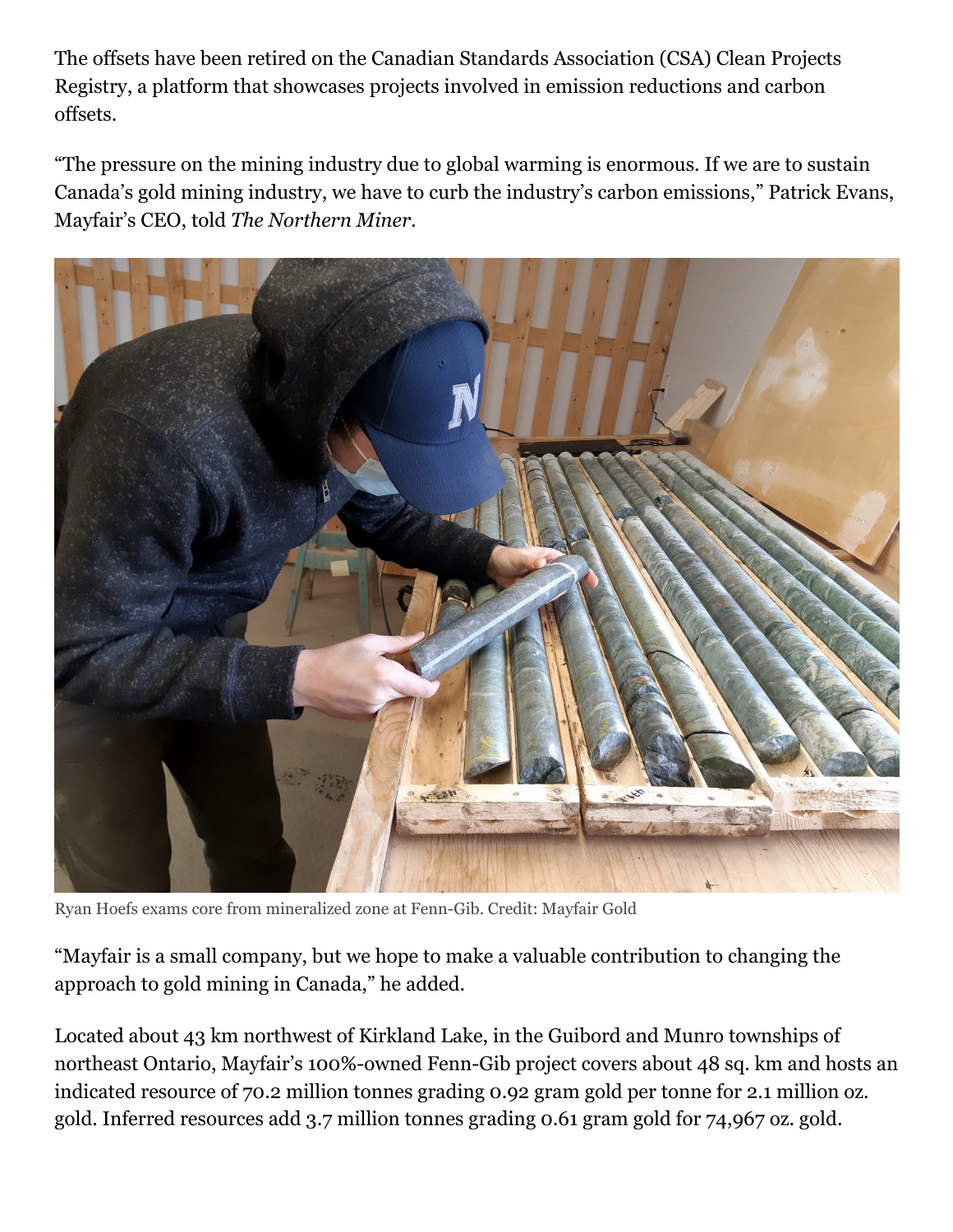The offsets have been retired on the Canadian Standards Association (CSA) Clean Projects Registry, a platform that showcases projects involved in emission reductions and carbon offsets.

"The pressure on the mining industry due to global warming is enormous. If we are to sustain Canada's gold mining industry, we have to curb the industry's carbon emissions," Patrick Evans, Mayfair's CEO, told *The Northern Miner*.

Ryan Hoefs exams core from mineralized zone at Fenn-Gib. Credit: Mayfair Gold

"Mayfair is a small company, but we hope to make a valuable contribution to changing the approach to gold mining in Canada," he added.

Located about 43 km northwest of Kirkland Lake, in the Guibord and Munro townships of northeast Ontario, Mayfair's 100%-owned Fenn-Gib project covers about 48 sq. km and hosts an indicated resource of 70.2 million tonnes grading 0.92 gram gold per tonne for 2.1 million oz. gold. Inferred resources add 3.7 million tonnes grading 0.61 gram gold for 74,967 oz. gold.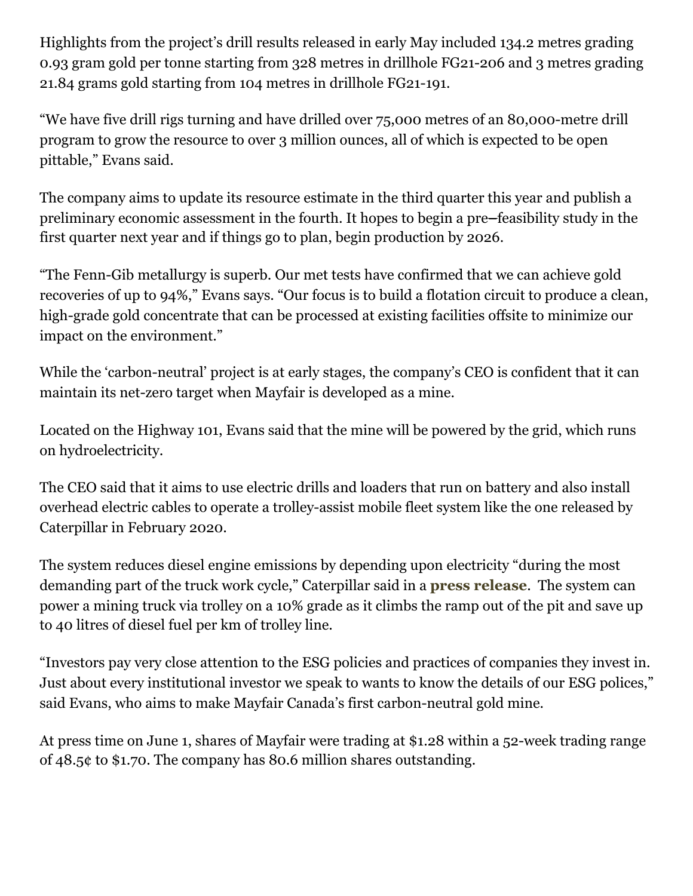Highlights from the project's drill results released in early May included 134.2 metres grading 0.93 gram gold per tonne starting from 328 metres in drillhole FG21-206 and 3 metres grading 21.84 grams gold starting from 104 metres in drillhole FG21-191.

"We have five drill rigs turning and have drilled over 75,000 metres of an 80,000-metre drill program to grow the resource to over 3 million ounces, all of which is expected to be open pittable," Evans said.

The company aims to update its resource estimate in the third quarter this year and publish a preliminary economic assessment in the fourth. It hopes to begin a pre–feasibility study in the first quarter next year and if things go to plan, begin production by 2026.

"The Fenn-Gib metallurgy is superb. Our met tests have confirmed that we can achieve gold recoveries of up to 94%," Evans says. "Our focus is to build a flotation circuit to produce a clean, high-grade gold concentrate that can be processed at existing facilities offsite to minimize our impact on the environment."

While the 'carbon-neutral' project is at early stages, the company's CEO is confident that it can maintain its net-zero target when Mayfair is developed as a mine.

Located on the Highway 101, Evans said that the mine will be powered by the grid, which runs on hydroelectricity.

The CEO said that it aims to use electric drills and loaders that run on battery and also install overhead electric cables to operate a trolley-assist mobile fleet system like the one released by Caterpillar in February 2020.

The system reduces diesel engine emissions by depending upon electricity "during the most demanding part of the truck work cycle," Caterpillar said in a **press release**. The system can power a mining truck via trolley on a 10% grade as it climbs the ramp out of the pit and save up to 40 litres of diesel fuel per km of trolley line.

"Investors pay very close attention to the ESG policies and practices of companies they invest in. Just about every institutional investor we speak to wants to know the details of our ESG polices," said Evans, who aims to make Mayfair Canada's first carbon-neutral gold mine.

At press time on June 1, shares of Mayfair were trading at $1.28 within a 52-week trading range of 48.5¢ to $1.70. The company has 80.6 million shares outstanding.